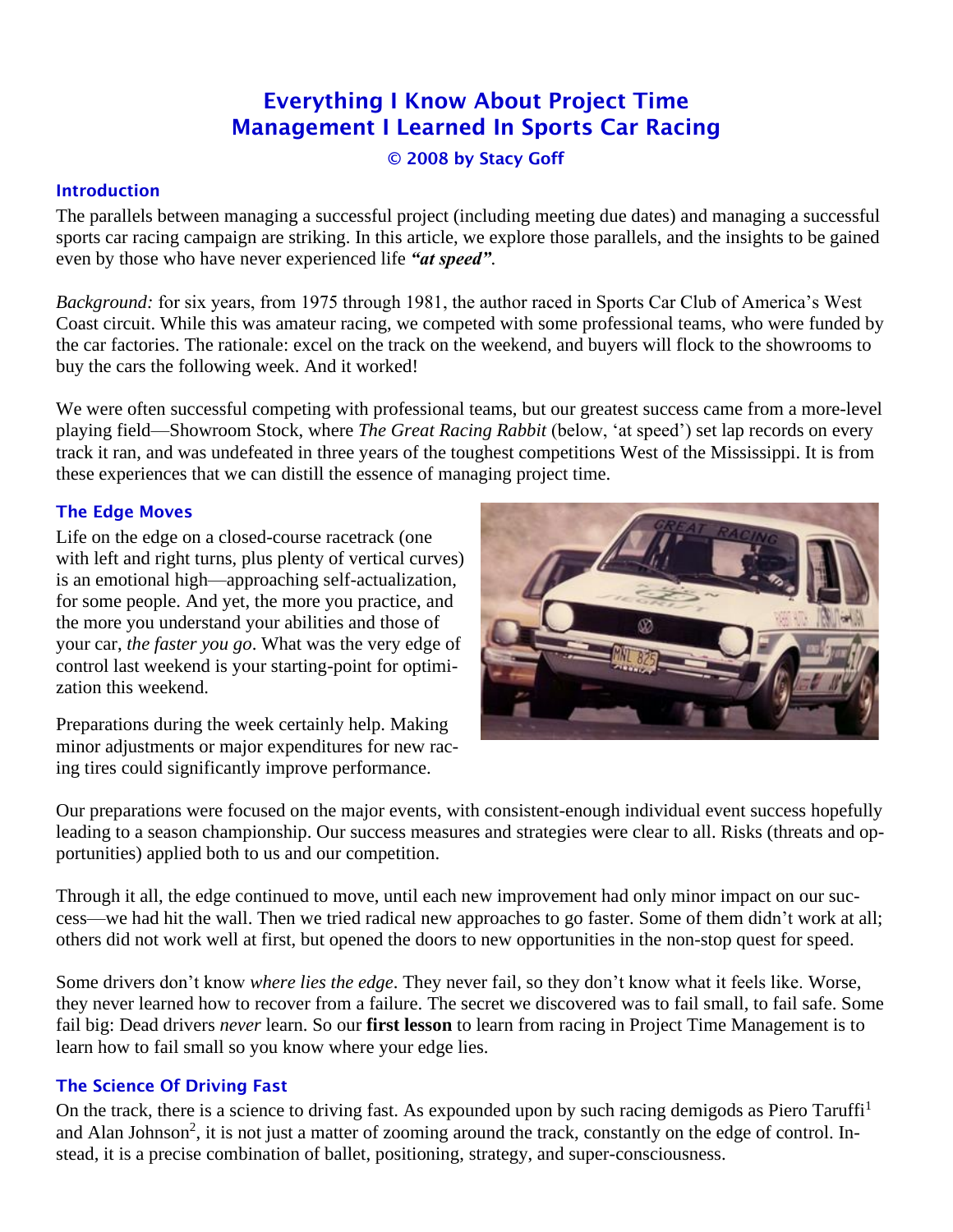# Everything I Know About Project Time Management I Learned In Sports Car Racing

**© 2008 by Stacy Goff**

## Introduction

The parallels between managing a successful project (including meeting due dates) and managing a successful sports car racing campaign are striking. In this article, we explore those parallels, and the insights to be gained even by those who have never experienced life ***"at speed"***.

*Background:* for six years, from 1975 through 1981, the author raced in Sports Car Club of America's West Coast circuit. While this was amateur racing, we competed with some professional teams, who were funded by the car factories. The rationale: excel on the track on the weekend, and buyers will flock to the showrooms to buy the cars the following week. And it worked!

We were often successful competing with professional teams, but our greatest success came from a more-level playing field—Showroom Stock, where *The Great Racing Rabbit* (below, 'at speed') set lap records on every track it ran, and was undefeated in three years of the toughest competitions West of the Mississippi. It is from these experiences that we can distill the essence of managing project time.

## The Edge Moves

Life on the edge on a closed-course racetrack (one with left and right turns, plus plenty of vertical curves) is an emotional high—approaching self-actualization, for some people. And yet, the more you practice, and the more you understand your abilities and those of your car, *the faster you go*. What was the very edge of control last weekend is your starting-point for optimization this weekend.

Preparations during the week certainly help. Making minor adjustments or major expenditures for new racing tires could significantly improve performance.

Our preparations were focused on the major events, with consistent-enough individual event success hopefully leading to a season championship. Our success measures and strategies were clear to all. Risks (threats and opportunities) applied both to us and our competition.

Through it all, the edge continued to move, until each new improvement had only minor impact on our success—we had hit the wall. Then we tried radical new approaches to go faster. Some of them didn't work at all; others did not work well at first, but opened the doors to new opportunities in the non-stop quest for speed.

Some drivers don't know *where lies the edge*. They never fail, so they don't know what it feels like. Worse, they never learned how to recover from a failure. The secret we discovered was to fail small, to fail safe. Some fail big: Dead drivers *never* learn. So our **first lesson** to learn from racing in Project Time Management is to learn how to fail small so you know where your edge lies.

## The Science Of Driving Fast

On the track, there is a science to driving fast. As expounded upon by such racing demigods as Piero Taruffi[1] and Alan Johnson[2], it is not just a matter of zooming around the track, constantly on the edge of control. Instead, it is a precise combination of ballet, positioning, strategy, and super-consciousness.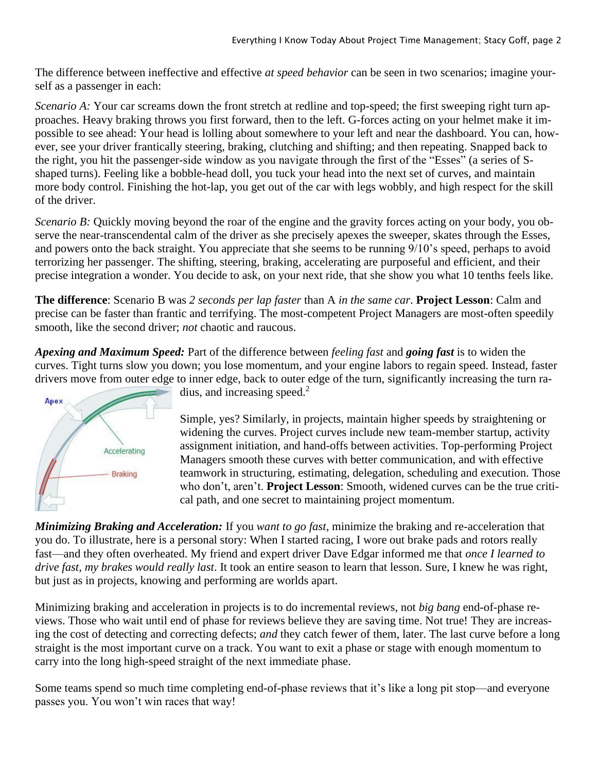The difference between ineffective and effective *at speed behavior* can be seen in two scenarios; imagine yourself as a passenger in each:

*Scenario A:* Your car screams down the front stretch at redline and top-speed; the first sweeping right turn approaches. Heavy braking throws you first forward, then to the left. G-forces acting on your helmet make it impossible to see ahead: Your head is lolling about somewhere to your left and near the dashboard. You can, however, see your driver frantically steering, braking, clutching and shifting; and then repeating. Snapped back to the right, you hit the passenger-side window as you navigate through the first of the "Esses" (a series of S-shaped turns). Feeling like a bobble-head doll, you tuck your head into the next set of curves, and maintain more body control. Finishing the hot-lap, you get out of the car with legs wobbly, and high respect for the skill of the driver.

*Scenario B:* Quickly moving beyond the roar of the engine and the gravity forces acting on your body, you observe the near-transcendental calm of the driver as she precisely apexes the sweeper, skates through the Esses, and powers onto the back straight. You appreciate that she seems to be running 9/10's speed, perhaps to avoid terrorizing her passenger. The shifting, steering, braking, accelerating are purposeful and efficient, and their precise integration a wonder. You decide to ask, on your next ride, that she show you what 10 tenths feels like.

**The difference**: Scenario B was *2 seconds per lap faster* than A *in the same car*. **Project Lesson**: Calm and precise can be faster than frantic and terrifying. The most-competent Project Managers are most-often speedily smooth, like the second driver; *not* chaotic and raucous.

***Apexing and Maximum Speed:*** Part of the difference between *feeling fast* and ***going fast*** is to widen the curves. Tight turns slow you down; you lose momentum, and your engine labors to regain speed. Instead, faster drivers move from outer edge to inner edge, back to outer edge of the turn, significantly increasing the turn radius, and increasing speed.[2]

Apex

Accelerating

Braking

Simple, yes? Similarly, in projects, maintain higher speeds by straightening or widening the curves. Project curves include new team-member startup, activity assignment initiation, and hand-offs between activities. Top-performing Project Managers smooth these curves with better communication, and with effective teamwork in structuring, estimating, delegation, scheduling and execution. Those who don't, aren't. **Project Lesson**: Smooth, widened curves can be the true critical path, and one secret to maintaining project momentum.

***Minimizing Braking and Acceleration:*** If you *want to go fast*, minimize the braking and re-acceleration that you do. To illustrate, here is a personal story: When I started racing, I wore out brake pads and rotors really fast—and they often overheated. My friend and expert driver Dave Edgar informed me that *once I learned to drive fast, my brakes would really last*. It took an entire season to learn that lesson. Sure, I knew he was right, but just as in projects, knowing and performing are worlds apart.

Minimizing braking and acceleration in projects is to do incremental reviews, not *big bang* end-of-phase reviews. Those who wait until end of phase for reviews believe they are saving time. Not true! They are increasing the cost of detecting and correcting defects; *and* they catch fewer of them, later. The last curve before a long straight is the most important curve on a track. You want to exit a phase or stage with enough momentum to carry into the long high-speed straight of the next immediate phase.

Some teams spend so much time completing end-of-phase reviews that it's like a long pit stop—and everyone passes you. You won't win races that way!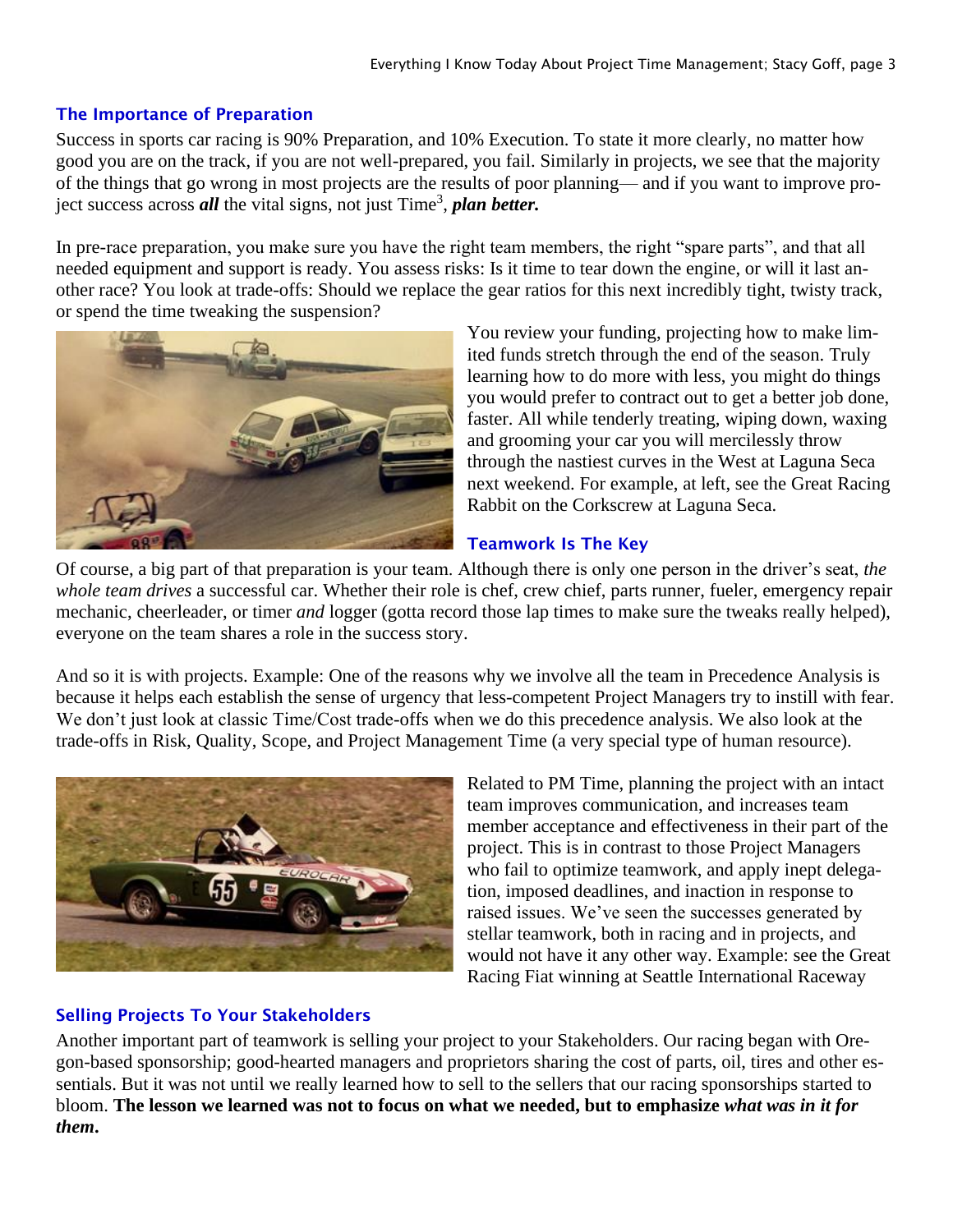## The Importance of Preparation

Success in sports car racing is 90% Preparation, and 10% Execution. To state it more clearly, no matter how good you are on the track, if you are not well-prepared, you fail. Similarly in projects, we see that the majority of the things that go wrong in most projects are the results of poor planning— and if you want to improve project success across ***all*** the vital signs, not just Time[3], ***plan better.***

In pre-race preparation, you make sure you have the right team members, the right "spare parts", and that all needed equipment and support is ready. You assess risks: Is it time to tear down the engine, or will it last another race? You look at trade-offs: Should we replace the gear ratios for this next incredibly tight, twisty track, or spend the time tweaking the suspension?

You review your funding, projecting how to make limited funds stretch through the end of the season. Truly learning how to do more with less, you might do things you would prefer to contract out to get a better job done, faster. All while tenderly treating, wiping down, waxing and grooming your car you will mercilessly throw through the nastiest curves in the West at Laguna Seca next weekend. For example, at left, see the Great Racing Rabbit on the Corkscrew at Laguna Seca.

## Teamwork Is The Key

Of course, a big part of that preparation is your team. Although there is only one person in the driver's seat, *the whole team drives* a successful car. Whether their role is chef, crew chief, parts runner, fueler, emergency repair mechanic, cheerleader, or timer *and* logger (gotta record those lap times to make sure the tweaks really helped), everyone on the team shares a role in the success story.

And so it is with projects. Example: One of the reasons why we involve all the team in Precedence Analysis is because it helps each establish the sense of urgency that less-competent Project Managers try to instill with fear. We don't just look at classic Time/Cost trade-offs when we do this precedence analysis. We also look at the trade-offs in Risk, Quality, Scope, and Project Management Time (a very special type of human resource).

Related to PM Time, planning the project with an intact team improves communication, and increases team member acceptance and effectiveness in their part of the project. This is in contrast to those Project Managers who fail to optimize teamwork, and apply inept delegation, imposed deadlines, and inaction in response to raised issues. We've seen the successes generated by stellar teamwork, both in racing and in projects, and would not have it any other way. Example: see the Great Racing Fiat winning at Seattle International Raceway

## Selling Projects To Your Stakeholders

Another important part of teamwork is selling your project to your Stakeholders. Our racing began with Oregon-based sponsorship; good-hearted managers and proprietors sharing the cost of parts, oil, tires and other essentials. But it was not until we really learned how to sell to the sellers that our racing sponsorships started to bloom. **The lesson we learned was not to focus on what we needed, but to emphasize *what was in it for them*.**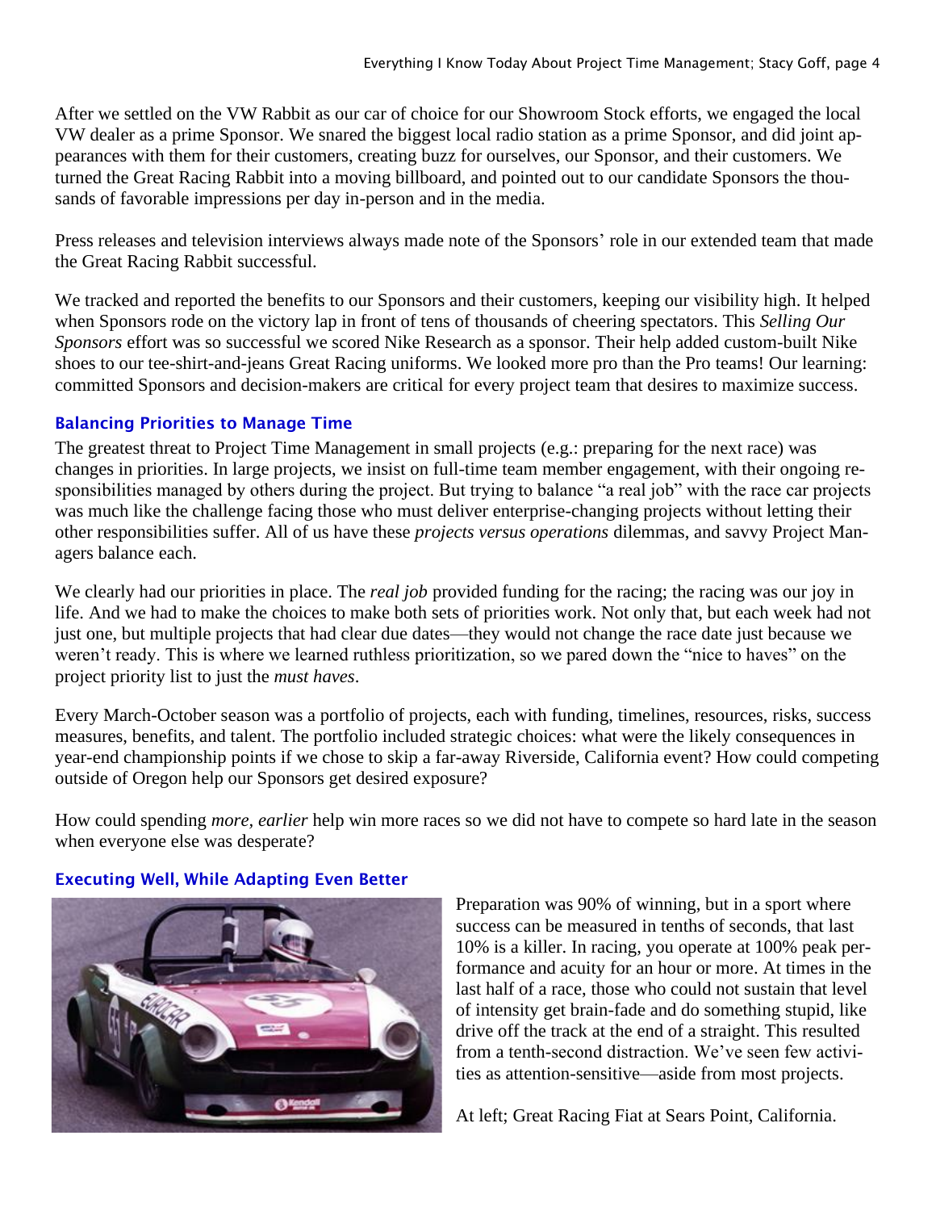After we settled on the VW Rabbit as our car of choice for our Showroom Stock efforts, we engaged the local VW dealer as a prime Sponsor. We snared the biggest local radio station as a prime Sponsor, and did joint appearances with them for their customers, creating buzz for ourselves, our Sponsor, and their customers. We turned the Great Racing Rabbit into a moving billboard, and pointed out to our candidate Sponsors the thousands of favorable impressions per day in-person and in the media.

Press releases and television interviews always made note of the Sponsors' role in our extended team that made the Great Racing Rabbit successful.

We tracked and reported the benefits to our Sponsors and their customers, keeping our visibility high. It helped when Sponsors rode on the victory lap in front of tens of thousands of cheering spectators. This *Selling Our Sponsors* effort was so successful we scored Nike Research as a sponsor. Their help added custom-built Nike shoes to our tee-shirt-and-jeans Great Racing uniforms. We looked more pro than the Pro teams! Our learning: committed Sponsors and decision-makers are critical for every project team that desires to maximize success.

### Balancing Priorities to Manage Time

The greatest threat to Project Time Management in small projects (e.g.: preparing for the next race) was changes in priorities. In large projects, we insist on full-time team member engagement, with their ongoing responsibilities managed by others during the project. But trying to balance "a real job" with the race car projects was much like the challenge facing those who must deliver enterprise-changing projects without letting their other responsibilities suffer. All of us have these *projects versus operations* dilemmas, and savvy Project Managers balance each.

We clearly had our priorities in place. The *real job* provided funding for the racing; the racing was our joy in life. And we had to make the choices to make both sets of priorities work. Not only that, but each week had not just one, but multiple projects that had clear due dates—they would not change the race date just because we weren't ready. This is where we learned ruthless prioritization, so we pared down the "nice to haves" on the project priority list to just the *must haves*.

Every March-October season was a portfolio of projects, each with funding, timelines, resources, risks, success measures, benefits, and talent. The portfolio included strategic choices: what were the likely consequences in year-end championship points if we chose to skip a far-away Riverside, California event? How could competing outside of Oregon help our Sponsors get desired exposure?

How could spending *more, earlier* help win more races so we did not have to compete so hard late in the season when everyone else was desperate?

### Executing Well, While Adapting Even Better

Preparation was 90% of winning, but in a sport where success can be measured in tenths of seconds, that last 10% is a killer. In racing, you operate at 100% peak performance and acuity for an hour or more. At times in the last half of a race, those who could not sustain that level of intensity get brain-fade and do something stupid, like drive off the track at the end of a straight. This resulted from a tenth-second distraction. We've seen few activities as attention-sensitive—aside from most projects.

At left; Great Racing Fiat at Sears Point, California.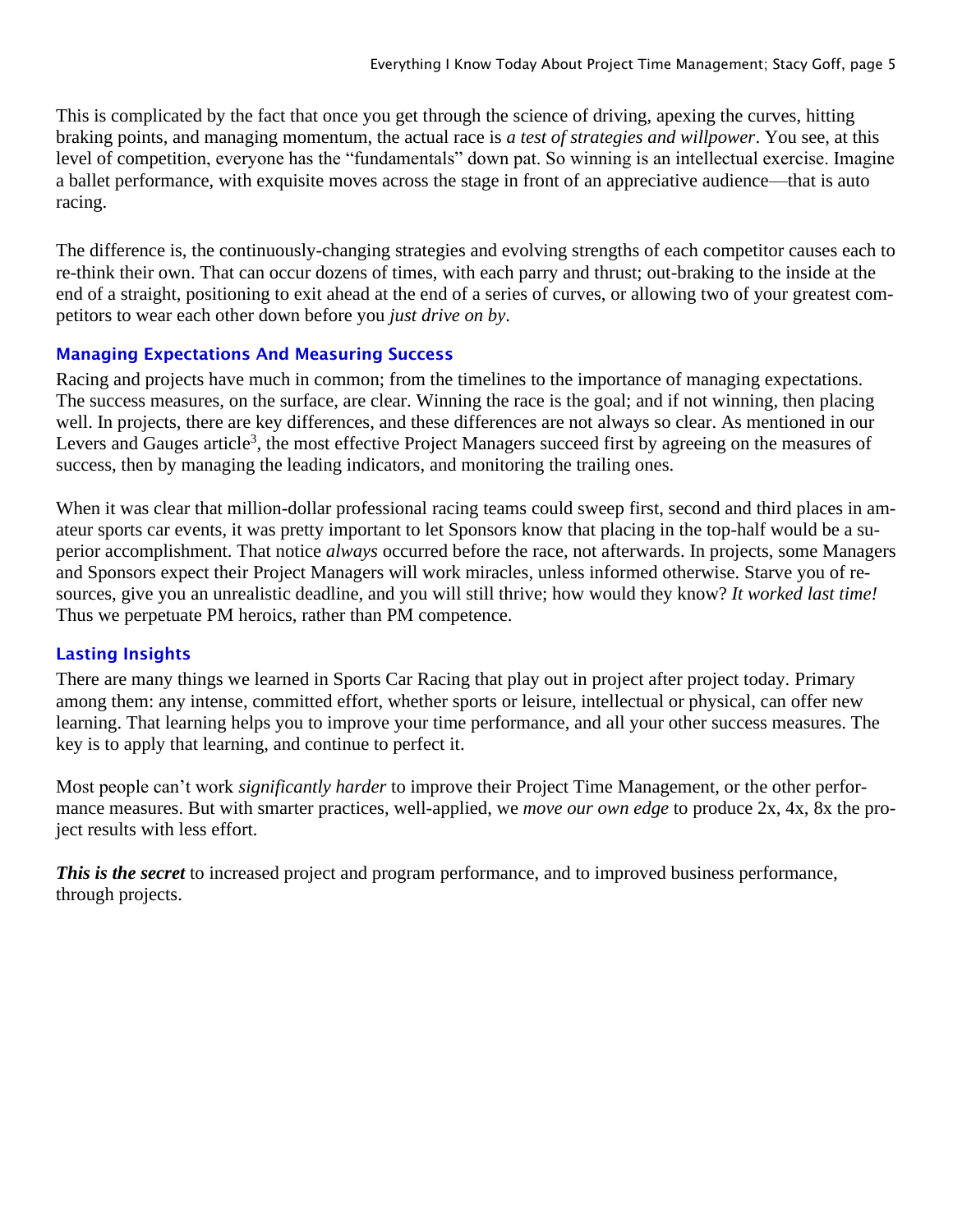This is complicated by the fact that once you get through the science of driving, apexing the curves, hitting braking points, and managing momentum, the actual race is *a test of strategies and willpower*. You see, at this level of competition, everyone has the "fundamentals" down pat. So winning is an intellectual exercise. Imagine a ballet performance, with exquisite moves across the stage in front of an appreciative audience—that is auto racing.

The difference is, the continuously-changing strategies and evolving strengths of each competitor causes each to re-think their own. That can occur dozens of times, with each parry and thrust; out-braking to the inside at the end of a straight, positioning to exit ahead at the end of a series of curves, or allowing two of your greatest competitors to wear each other down before you *just drive on by*.

### Managing Expectations And Measuring Success

Racing and projects have much in common; from the timelines to the importance of managing expectations. The success measures, on the surface, are clear. Winning the race is the goal; and if not winning, then placing well. In projects, there are key differences, and these differences are not always so clear. As mentioned in our Levers and Gauges article[3], the most effective Project Managers succeed first by agreeing on the measures of success, then by managing the leading indicators, and monitoring the trailing ones.

When it was clear that million-dollar professional racing teams could sweep first, second and third places in amateur sports car events, it was pretty important to let Sponsors know that placing in the top-half would be a superior accomplishment. That notice *always* occurred before the race, not afterwards. In projects, some Managers and Sponsors expect their Project Managers will work miracles, unless informed otherwise. Starve you of resources, give you an unrealistic deadline, and you will still thrive; how would they know? *It worked last time!* Thus we perpetuate PM heroics, rather than PM competence.

### Lasting Insights

There are many things we learned in Sports Car Racing that play out in project after project today. Primary among them: any intense, committed effort, whether sports or leisure, intellectual or physical, can offer new learning. That learning helps you to improve your time performance, and all your other success measures. The key is to apply that learning, and continue to perfect it.

Most people can't work *significantly harder* to improve their Project Time Management, or the other performance measures. But with smarter practices, well-applied, we *move our own edge* to produce 2x, 4x, 8x the project results with less effort.

***This is the secret*** to increased project and program performance, and to improved business performance, through projects.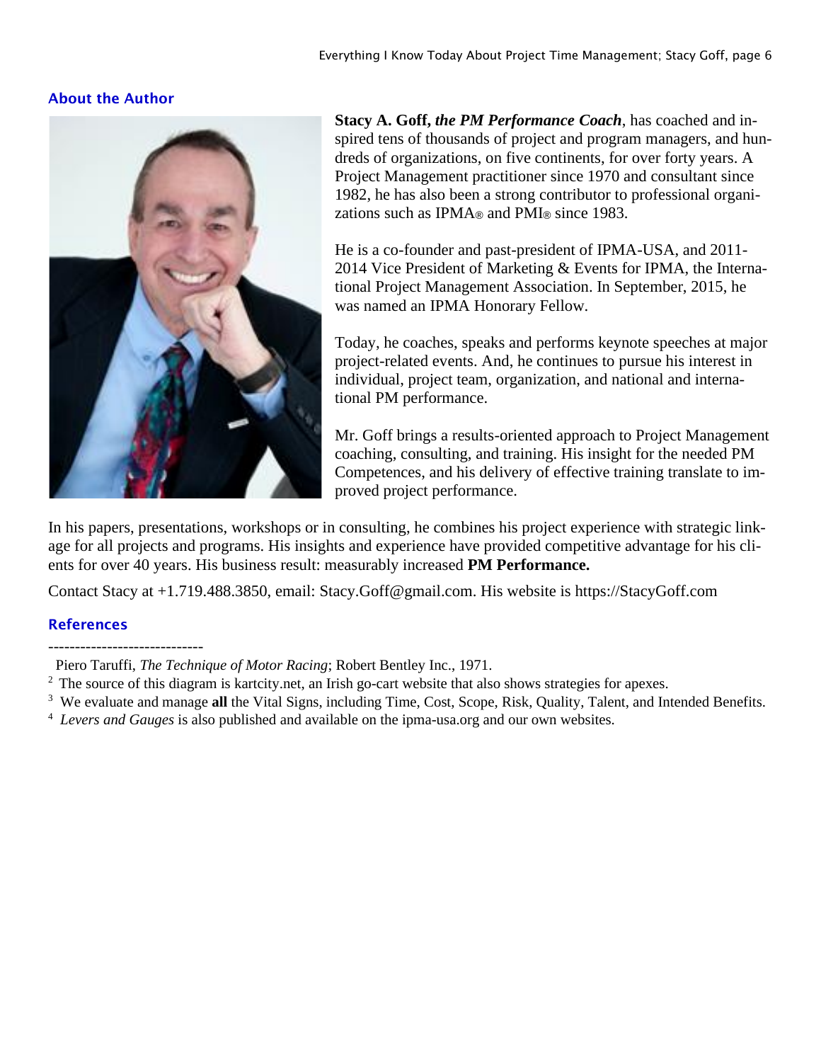## About the Author

**Stacy A. Goff, *the PM Performance Coach***, has coached and inspired tens of thousands of project and program managers, and hundreds of organizations, on five continents, for over forty years. A Project Management practitioner since 1970 and consultant since 1982, he has also been a strong contributor to professional organizations such as IPMA® and PMI® since 1983.

He is a co-founder and past-president of IPMA-USA, and 2011-2014 Vice President of Marketing & Events for IPMA, the International Project Management Association. In September, 2015, he was named an IPMA Honorary Fellow.

Today, he coaches, speaks and performs keynote speeches at major project-related events. And, he continues to pursue his interest in individual, project team, organization, and national and international PM performance.

Mr. Goff brings a results-oriented approach to Project Management coaching, consulting, and training. His insight for the needed PM Competences, and his delivery of effective training translate to improved project performance.

In his papers, presentations, workshops or in consulting, he combines his project experience with strategic linkage for all projects and programs. His insights and experience have provided competitive advantage for his clients for over 40 years. His business result: measurably increased **PM Performance.**

Contact Stacy at +1.719.488.3850, email: Stacy.Goff@gmail.com. His website is https://StacyGoff.com

## References

-----------------------------

Piero Taruffi, *The Technique of Motor Racing*; Robert Bentley Inc., 1971.

[2] The source of this diagram is kartcity.net, an Irish go-cart website that also shows strategies for apexes.

[3] We evaluate and manage **all** the Vital Signs, including Time, Cost, Scope, Risk, Quality, Talent, and Intended Benefits.

[4] *Levers and Gauges* is also published and available on the ipma-usa.org and our own websites.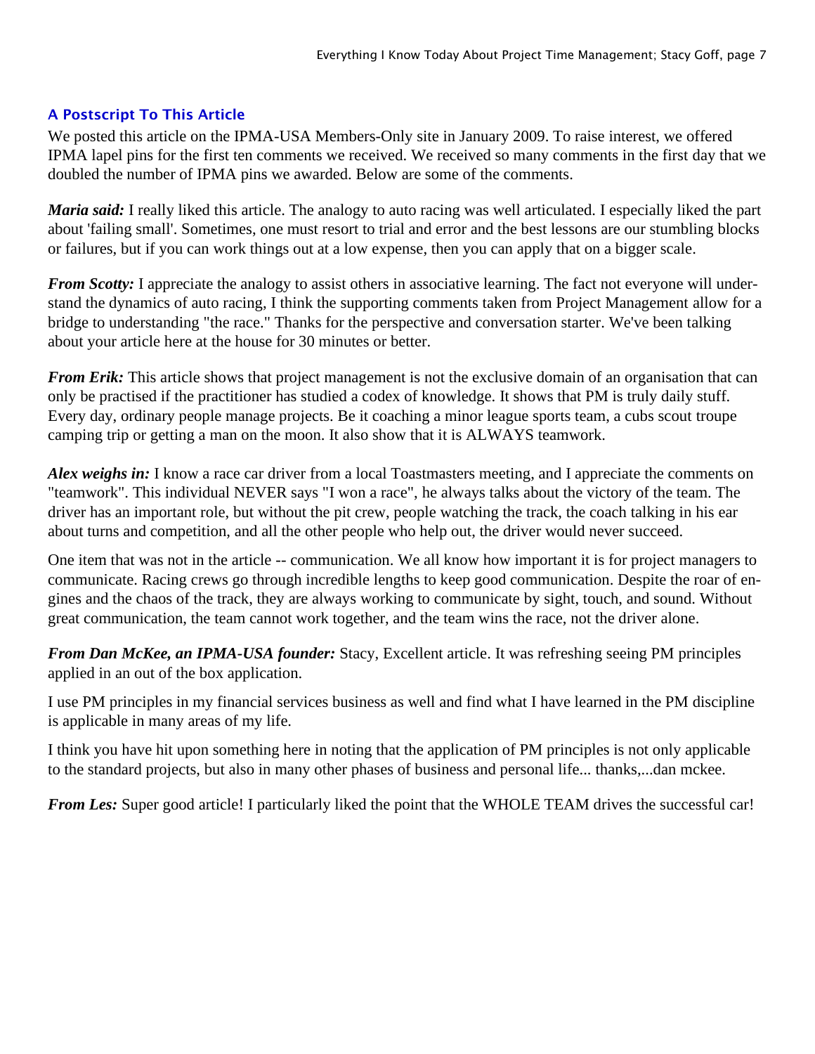## A Postscript To This Article

We posted this article on the IPMA-USA Members-Only site in January 2009. To raise interest, we offered IPMA lapel pins for the first ten comments we received. We received so many comments in the first day that we doubled the number of IPMA pins we awarded. Below are some of the comments.

***Maria said:*** I really liked this article. The analogy to auto racing was well articulated. I especially liked the part about 'failing small'. Sometimes, one must resort to trial and error and the best lessons are our stumbling blocks or failures, but if you can work things out at a low expense, then you can apply that on a bigger scale.

***From Scotty:*** I appreciate the analogy to assist others in associative learning. The fact not everyone will understand the dynamics of auto racing, I think the supporting comments taken from Project Management allow for a bridge to understanding "the race." Thanks for the perspective and conversation starter. We've been talking about your article here at the house for 30 minutes or better.

***From Erik:*** This article shows that project management is not the exclusive domain of an organisation that can only be practised if the practitioner has studied a codex of knowledge. It shows that PM is truly daily stuff. Every day, ordinary people manage projects. Be it coaching a minor league sports team, a cubs scout troupe camping trip or getting a man on the moon. It also show that it is ALWAYS teamwork.

***Alex weighs in:*** I know a race car driver from a local Toastmasters meeting, and I appreciate the comments on "teamwork". This individual NEVER says "I won a race", he always talks about the victory of the team. The driver has an important role, but without the pit crew, people watching the track, the coach talking in his ear about turns and competition, and all the other people who help out, the driver would never succeed.

One item that was not in the article -- communication. We all know how important it is for project managers to communicate. Racing crews go through incredible lengths to keep good communication. Despite the roar of engines and the chaos of the track, they are always working to communicate by sight, touch, and sound. Without great communication, the team cannot work together, and the team wins the race, not the driver alone.

***From Dan McKee, an IPMA-USA founder:*** Stacy, Excellent article. It was refreshing seeing PM principles applied in an out of the box application.

I use PM principles in my financial services business as well and find what I have learned in the PM discipline is applicable in many areas of my life.

I think you have hit upon something here in noting that the application of PM principles is not only applicable to the standard projects, but also in many other phases of business and personal life... thanks,...dan mckee.

***From Les:*** Super good article! I particularly liked the point that the WHOLE TEAM drives the successful car!